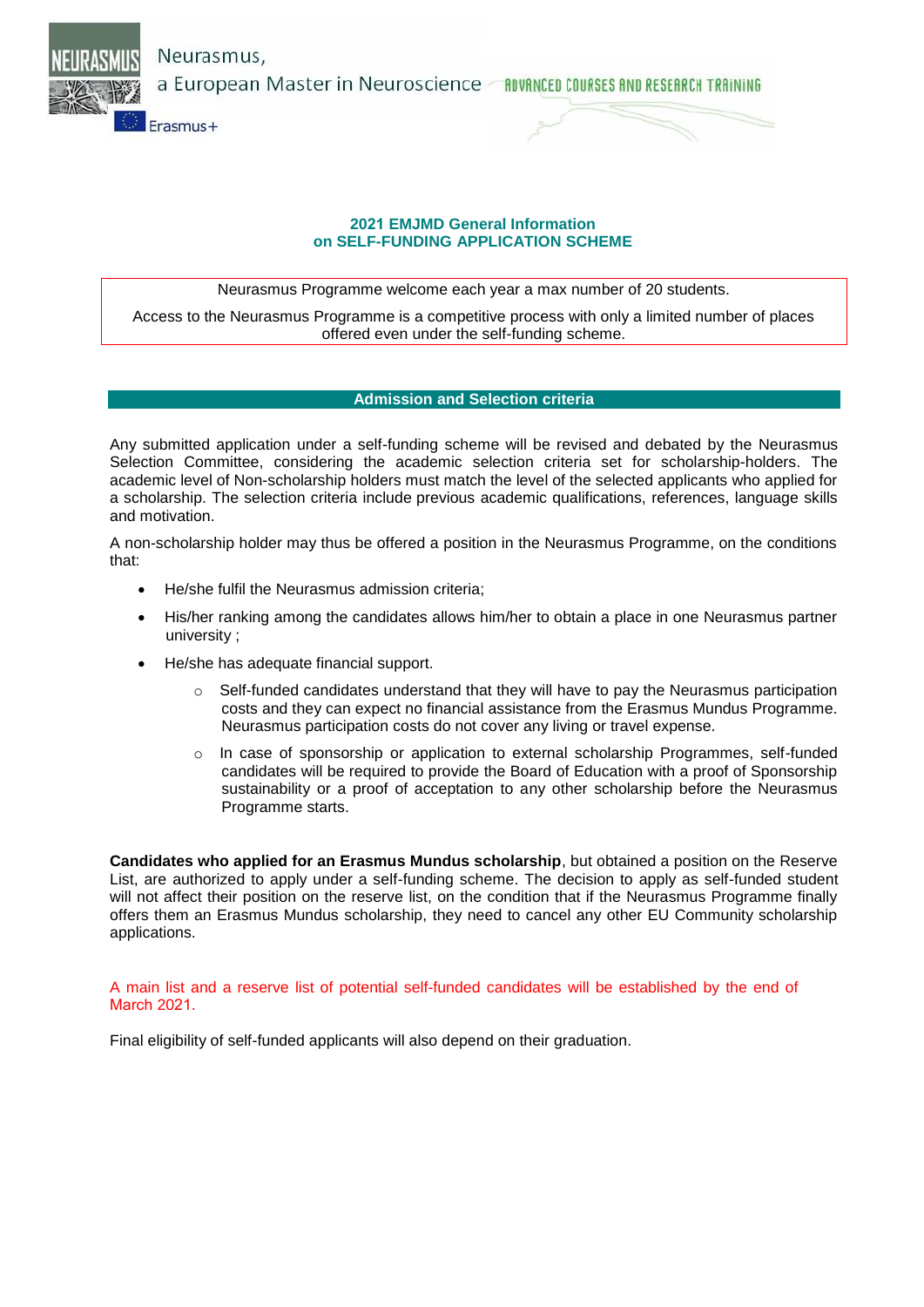Neurasmus,
a European Master in Neuroscience — ADVANCED COURSES AND RESEARCH TRAINING

Erasmus+

## 2021 EMJMD General Information on SELF-FUNDING APPLICATION SCHEME

Neurasmus Programme welcome each year a max number of 20 students.

Access to the Neurasmus Programme is a competitive process with only a limited number of places offered even under the self-funding scheme.

### Admission and Selection criteria

Any submitted application under a self-funding scheme will be revised and debated by the Neurasmus Selection Committee, considering the academic selection criteria set for scholarship-holders. The academic level of Non-scholarship holders must match the level of the selected applicants who applied for a scholarship. The selection criteria include previous academic qualifications, references, language skills and motivation.

A non-scholarship holder may thus be offered a position in the Neurasmus Programme, on the conditions that:

- He/she fulfil the Neurasmus admission criteria;
- His/her ranking among the candidates allows him/her to obtain a place in one Neurasmus partner university ;
- He/she has adequate financial support.
  - Self-funded candidates understand that they will have to pay the Neurasmus participation costs and they can expect no financial assistance from the Erasmus Mundus Programme. Neurasmus participation costs do not cover any living or travel expense.
  - In case of sponsorship or application to external scholarship Programmes, self-funded candidates will be required to provide the Board of Education with a proof of Sponsorship sustainability or a proof of acceptation to any other scholarship before the Neurasmus Programme starts.

**Candidates who applied for an Erasmus Mundus scholarship**, but obtained a position on the Reserve List, are authorized to apply under a self-funding scheme. The decision to apply as self-funded student will not affect their position on the reserve list, on the condition that if the Neurasmus Programme finally offers them an Erasmus Mundus scholarship, they need to cancel any other EU Community scholarship applications.

A main list and a reserve list of potential self-funded candidates will be established by the end of March 2021.

Final eligibility of self-funded applicants will also depend on their graduation.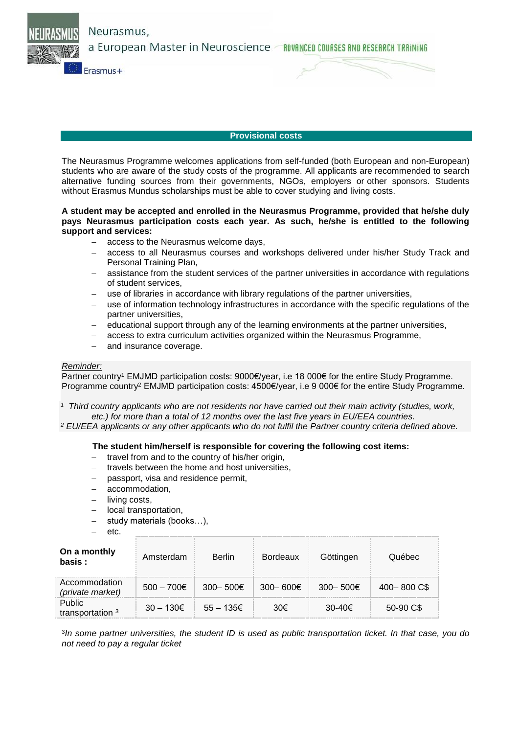Neurasmus,
a European Master in Neuroscience
ADVANCED COURSES AND RESEARCH TRAINING
Erasmus+

## Provisional costs

The Neurasmus Programme welcomes applications from self-funded (both European and non-European) students who are aware of the study costs of the programme. All applicants are recommended to search alternative funding sources from their governments, NGOs, employers or other sponsors. Students without Erasmus Mundus scholarships must be able to cover studying and living costs.

**A student may be accepted and enrolled in the Neurasmus Programme, provided that he/she duly pays Neurasmus participation costs each year. As such, he/she is entitled to the following support and services:**

- access to the Neurasmus welcome days,
- access to all Neurasmus courses and workshops delivered under his/her Study Track and Personal Training Plan,
- assistance from the student services of the partner universities in accordance with regulations of student services,
- use of libraries in accordance with library regulations of the partner universities,
- use of information technology infrastructures in accordance with the specific regulations of the partner universities,
- educational support through any of the learning environments at the partner universities,
- access to extra curriculum activities organized within the Neurasmus Programme,
- and insurance coverage.

*Reminder:*
Partner country[1] EMJMD participation costs: 9000€/year, i.e 18 000€ for the entire Study Programme.
Programme country[2] EMJMD participation costs: 4500€/year, i.e 9 000€ for the entire Study Programme.

*[1] Third country applicants who are not residents nor have carried out their main activity (studies, work, etc.) for more than a total of 12 months over the last five years in EU/EEA countries.*
*[2] EU/EEA applicants or any other applicants who do not fulfil the Partner country criteria defined above.*

**The student him/herself is responsible for covering the following cost items:**

- travel from and to the country of his/her origin,
- travels between the home and host universities,
- passport, visa and residence permit,
- accommodation,
- living costs,
- local transportation,
- study materials (books…),
- etc.

| **On a monthly basis :** | Amsterdam | Berlin | Bordeaux | Göttingen | Québec |
|---|---|---|---|---|---|
| Accommodation *(private market)* | 500 – 700€ | 300– 500€ | 300– 600€ | 300– 500€ | 400– 800 C$ |
| Public transportation [3] | 30 – 130€ | 55 – 135€ | 30€ | 30-40€ | 50-90 C$ |

*[3] In some partner universities, the student ID is used as public transportation ticket. In that case, you do not need to pay a regular ticket*